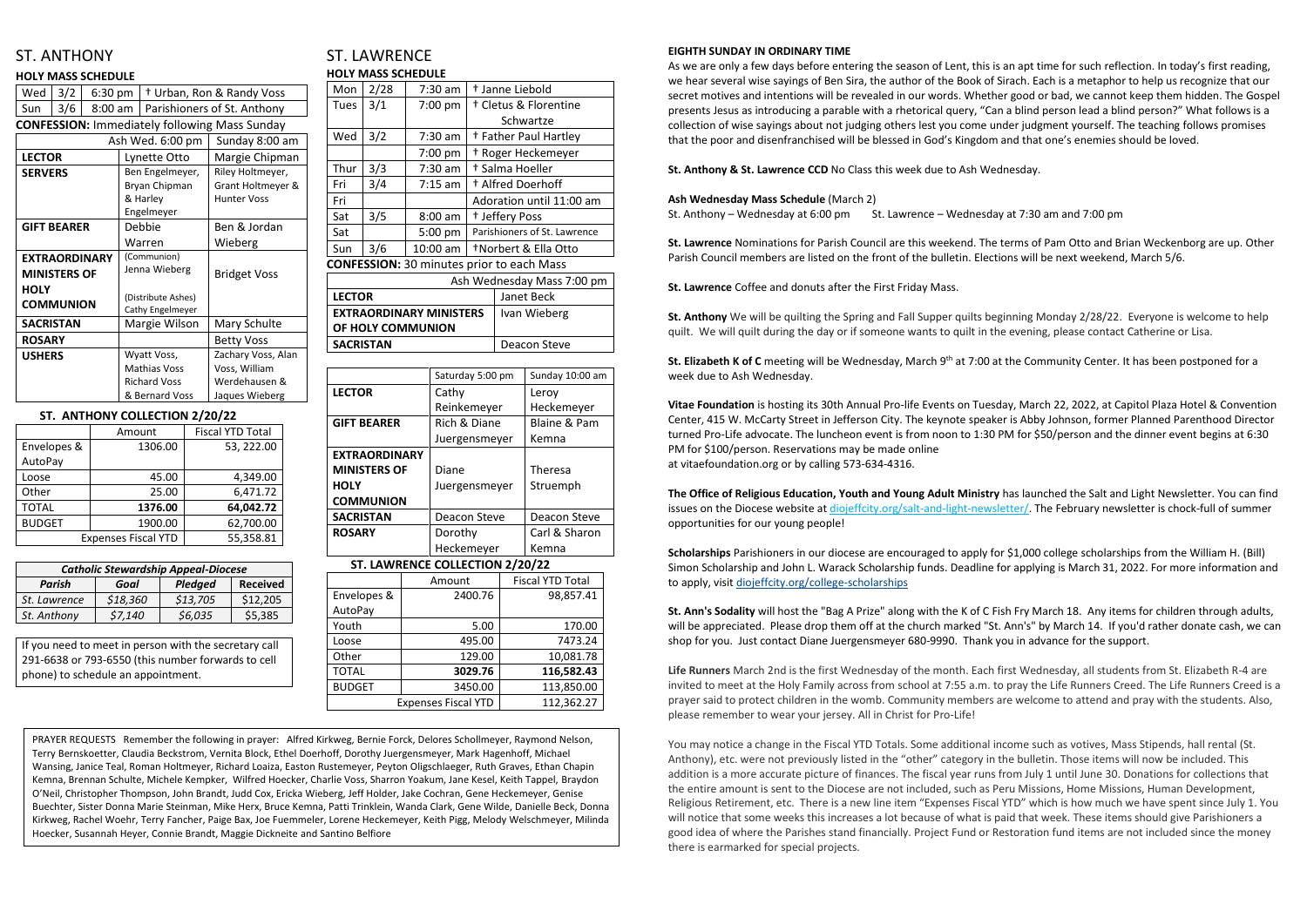# ST. ANTHONY

### HOLY MASS SCHEDULE

| | | | |
|---|---|---|---|
| Wed | 3/2 | 6:30 pm | † Urban, Ron & Randy Voss |
| Sun | 3/6 | 8:00 am | Parishioners of St. Anthony |

**CONFESSION:** Immediately following Mass Sunday

| | Ash Wed. 6:00 pm | Sunday 8:00 am |
|---|---|---|
| **LECTOR** | Lynette Otto | Margie Chipman |
| **SERVERS** | Ben Engelmeyer, Bryan Chipman & Harley Engelmeyer | Riley Holtmeyer, Grant Holtmeyer & Hunter Voss |
| **GIFT BEARER** | Debbie Warren | Ben & Jordan Wieberg |
| **EXTRAORDINARY MINISTERS OF HOLY COMMUNION** | (Communion) Jenna Wieberg (Distribute Ashes) Cathy Engelmeyer | Bridget Voss |
| **SACRISTAN** | Margie Wilson | Mary Schulte |
| **ROSARY** | | Betty Voss |
| **USHERS** | Wyatt Voss, Mathias Voss Richard Voss & Bernard Voss | Zachary Voss, Alan Voss, William Werdehausen & Jaques Wieberg |

### ST. ANTHONY COLLECTION 2/20/22

| | Amount | Fiscal YTD Total |
|---|---|---|
| Envelopes & AutoPay | 1306.00 | 53, 222.00 |
| Loose | 45.00 | 4,349.00 |
| Other | 25.00 | 6,471.72 |
| TOTAL | **1376.00** | **64,042.72** |
| BUDGET | 1900.00 | 62,700.00 |
| Expenses Fiscal YTD | | 55,358.81 |

| *Catholic Stewardship Appeal-Diocese* | | | |
|---|---|---|---|
| ***Parish*** | ***Goal*** | ***Pledged*** | **Received** |
| *St. Lawrence* | *$18,360* | *$13,705* | $12,205 |
| *St. Anthony* | *$7,140* | *$6,035* | $5,385 |

If you need to meet in person with the secretary call 291-6638 or 793-6550 (this number forwards to cell phone) to schedule an appointment.

# ST. LAWRENCE

### HOLY MASS SCHEDULE

| | | | |
|---|---|---|---|
| Mon | 2/28 | 7:30 am | † Janne Liebold |
| Tues | 3/1 | 7:00 pm | † Cletus & Florentine Schwartze |
| Wed | 3/2 | 7:30 am | † Father Paul Hartley |
| | | 7:00 pm | † Roger Heckemeyer |
| Thur | 3/3 | 7:30 am | † Salma Hoeller |
| Fri | 3/4 | 7:15 am | † Alfred Doerhoff |
| Fri | | | Adoration until 11:00 am |
| Sat | 3/5 | 8:00 am | † Jeffery Poss |
| Sat | | 5:00 pm | Parishioners of St. Lawrence |
| Sun | 3/6 | 10:00 am | †Norbert & Ella Otto |

**CONFESSION:** 30 minutes prior to each Mass

| | Ash Wednesday Mass 7:00 pm |
|---|---|
| **LECTOR** | Janet Beck |
| **EXTRAORDINARY MINISTERS OF HOLY COMMUNION** | Ivan Wieberg |
| **SACRISTAN** | Deacon Steve |

| | Saturday 5:00 pm | Sunday 10:00 am |
|---|---|---|
| **LECTOR** | Cathy Reinkemeyer | Leroy Heckemeyer |
| **GIFT BEARER** | Rich & Diane Juergensmeyer | Blaine & Pam Kemna |
| **EXTRAORDINARY MINISTERS OF HOLY COMMUNION** | Diane Juergensmeyer | Theresa Struemph |
| **SACRISTAN** | Deacon Steve | Deacon Steve |
| **ROSARY** | Dorothy Heckemeyer | Carl & Sharon Kemna |

### ST. LAWRENCE COLLECTION 2/20/22

| | Amount | Fiscal YTD Total |
|---|---|---|
| Envelopes & AutoPay | 2400.76 | 98,857.41 |
| Youth | 5.00 | 170.00 |
| Loose | 495.00 | 7473.24 |
| Other | 129.00 | 10,081.78 |
| TOTAL | **3029.76** | **116,582.43** |
| BUDGET | 3450.00 | 113,850.00 |
| Expenses Fiscal YTD | | 112,362.27 |

PRAYER REQUESTS Remember the following in prayer: Alfred Kirkweg, Bernie Forck, Delores Schollmeyer, Raymond Nelson, Terry Bernskoetter, Claudia Beckstrom, Vernita Block, Ethel Doerhoff, Dorothy Juergensmeyer, Mark Hagenhoff, Michael Wansing, Janice Teal, Roman Holtmeyer, Richard Loaiza, Easton Rustemeyer, Peyton Oligschlaeger, Ruth Graves, Ethan Chapin Kemna, Brennan Schulte, Michele Kempker, Wilfred Hoecker, Charlie Voss, Sharron Yoakum, Jane Kesel, Keith Tappel, Braydon O'Neil, Christopher Thompson, John Brandt, Judd Cox, Ericka Wieberg, Jeff Holder, Jake Cochran, Gene Heckemeyer, Genise Buechter, Sister Donna Marie Steinman, Mike Herx, Bruce Kemna, Patti Trinklein, Wanda Clark, Gene Wilde, Danielle Beck, Donna Kirkweg, Rachel Woehr, Terry Fancher, Paige Bax, Joe Fuemmeler, Lorene Heckemeyer, Keith Pigg, Melody Welschmeyer, Milinda Hoecker, Susannah Heyer, Connie Brandt, Maggie Dickneite and Santino Belfiore

**EIGHTH SUNDAY IN ORDINARY TIME**

As we are only a few days before entering the season of Lent, this is an apt time for such reflection. In today's first reading, we hear several wise sayings of Ben Sira, the author of the Book of Sirach. Each is a metaphor to help us recognize that our secret motives and intentions will be revealed in our words. Whether good or bad, we cannot keep them hidden. The Gospel presents Jesus as introducing a parable with a rhetorical query, "Can a blind person lead a blind person?" What follows is a collection of wise sayings about not judging others lest you come under judgment yourself. The teaching follows promises that the poor and disenfranchised will be blessed in God's Kingdom and that one's enemies should be loved.

**St. Anthony & St. Lawrence CCD** No Class this week due to Ash Wednesday.

**Ash Wednesday Mass Schedule** (March 2)
St. Anthony – Wednesday at 6:00 pm St. Lawrence – Wednesday at 7:30 am and 7:00 pm

**St. Lawrence** Nominations for Parish Council are this weekend. The terms of Pam Otto and Brian Weckenborg are up. Other Parish Council members are listed on the front of the bulletin. Elections will be next weekend, March 5/6.

**St. Lawrence** Coffee and donuts after the First Friday Mass.

**St. Anthony** We will be quilting the Spring and Fall Supper quilts beginning Monday 2/28/22. Everyone is welcome to help quilt. We will quilt during the day or if someone wants to quilt in the evening, please contact Catherine or Lisa.

**St. Elizabeth K of C** meeting will be Wednesday, March 9th at 7:00 at the Community Center. It has been postponed for a week due to Ash Wednesday.

**Vitae Foundation** is hosting its 30th Annual Pro-life Events on Tuesday, March 22, 2022, at Capitol Plaza Hotel & Convention Center, 415 W. McCarty Street in Jefferson City. The keynote speaker is Abby Johnson, former Planned Parenthood Director turned Pro-Life advocate. The luncheon event is from noon to 1:30 PM for $50/person and the dinner event begins at 6:30 PM for $100/person. Reservations may be made online at vitaefoundation.org or by calling 573-634-4316.

**The Office of Religious Education, Youth and Young Adult Ministry** has launched the Salt and Light Newsletter. You can find issues on the Diocese website at diojeffcity.org/salt-and-light-newsletter/. The February newsletter is chock-full of summer opportunities for our young people!

**Scholarships** Parishioners in our diocese are encouraged to apply for $1,000 college scholarships from the William H. (Bill) Simon Scholarship and John L. Warack Scholarship funds. Deadline for applying is March 31, 2022. For more information and to apply, visit diojeffcity.org/college-scholarships

**St. Ann's Sodality** will host the "Bag A Prize" along with the K of C Fish Fry March 18. Any items for children through adults, will be appreciated. Please drop them off at the church marked "St. Ann's" by March 14. If you'd rather donate cash, we can shop for you. Just contact Diane Juergensmeyer 680-9990. Thank you in advance for the support.

**Life Runners** March 2nd is the first Wednesday of the month. Each first Wednesday, all students from St. Elizabeth R-4 are invited to meet at the Holy Family across from school at 7:55 a.m. to pray the Life Runners Creed. The Life Runners Creed is a prayer said to protect children in the womb. Community members are welcome to attend and pray with the students. Also, please remember to wear your jersey. All in Christ for Pro-Life!

You may notice a change in the Fiscal YTD Totals. Some additional income such as votives, Mass Stipends, hall rental (St. Anthony), etc. were not previously listed in the "other" category in the bulletin. Those items will now be included. This addition is a more accurate picture of finances. The fiscal year runs from July 1 until June 30. Donations for collections that the entire amount is sent to the Diocese are not included, such as Peru Missions, Home Missions, Human Development, Religious Retirement, etc. There is a new line item "Expenses Fiscal YTD" which is how much we have spent since July 1. You will notice that some weeks this increases a lot because of what is paid that week. These items should give Parishioners a good idea of where the Parishes stand financially. Project Fund or Restoration fund items are not included since the money there is earmarked for special projects.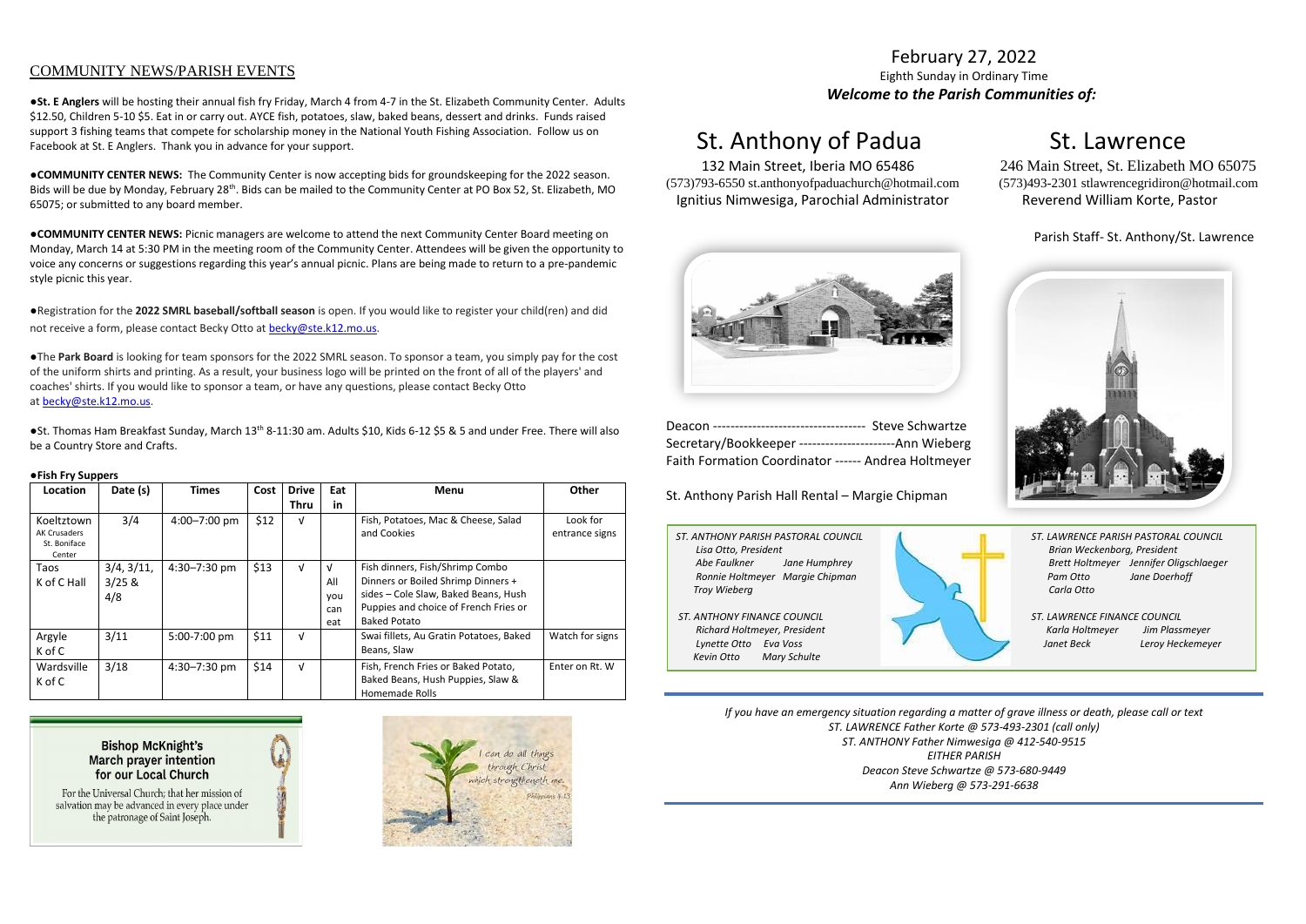## COMMUNITY NEWS/PARISH EVENTS

●**St. E Anglers** will be hosting their annual fish fry Friday, March 4 from 4-7 in the St. Elizabeth Community Center. Adults $12.50, Children 5-10 $5. Eat in or carry out. AYCE fish, potatoes, slaw, baked beans, dessert and drinks. Funds raised support 3 fishing teams that compete for scholarship money in the National Youth Fishing Association. Follow us on Facebook at St. E Anglers. Thank you in advance for your support.

●**COMMUNITY CENTER NEWS:** The Community Center is now accepting bids for groundskeeping for the 2022 season. Bids will be due by Monday, February 28th. Bids can be mailed to the Community Center at PO Box 52, St. Elizabeth, MO 65075; or submitted to any board member.

●**COMMUNITY CENTER NEWS:** Picnic managers are welcome to attend the next Community Center Board meeting on Monday, March 14 at 5:30 PM in the meeting room of the Community Center. Attendees will be given the opportunity to voice any concerns or suggestions regarding this year's annual picnic. Plans are being made to return to a pre-pandemic style picnic this year.

●Registration for the **2022 SMRL baseball/softball season** is open. If you would like to register your child(ren) and did not receive a form, please contact Becky Otto at becky@ste.k12.mo.us.

●The **Park Board** is looking for team sponsors for the 2022 SMRL season. To sponsor a team, you simply pay for the cost of the uniform shirts and printing. As a result, your business logo will be printed on the front of all of the players' and coaches' shirts. If you would like to sponsor a team, or have any questions, please contact Becky Otto at becky@ste.k12.mo.us.

●St. Thomas Ham Breakfast Sunday, March 13th 8-11:30 am. Adults $10, Kids 6-12 $5 & 5 and under Free. There will also be a Country Store and Crafts.

**●Fish Fry Suppers**

| Location | Date (s) | Times | Cost | Drive Thru | Eat in | Menu | Other |
|---|---|---|---|---|---|---|---|
| Koeltztown AK Crusaders St. Boniface Center | 3/4 | 4:00–7:00 pm | $12 | √ | | Fish, Potatoes, Mac & Cheese, Salad and Cookies | Look for entrance signs |
| Taos K of C Hall | 3/4, 3/11, 3/25 & 4/8 | 4:30–7:30 pm | $13 | √ | √ All you can eat | Fish dinners, Fish/Shrimp Combo Dinners or Boiled Shrimp Dinners + sides – Cole Slaw, Baked Beans, Hush Puppies and choice of French Fries or Baked Potato | |
| Argyle K of C | 3/11 | 5:00-7:00 pm | $11 | √ | | Swai fillets, Au Gratin Potatoes, Baked Beans, Slaw | Watch for signs |
| Wardsville K of C | 3/18 | 4:30–7:30 pm | $14 | √ | | Fish, French Fries or Baked Potato, Baked Beans, Hush Puppies, Slaw & Homemade Rolls | Enter on Rt. W |

**Bishop McKnight's March prayer intention for our Local Church**

For the Universal Church; that her mission of salvation may be advanced in every place under the patronage of Saint Joseph.

*I can do all things through Christ which strengtheneth me.* Philippians 4:13

February 27, 2022

Eighth Sunday in Ordinary Time

***Welcome to the Parish Communities of:***

# St. Anthony of Padua

132 Main Street, Iberia MO 65486

(573)793-6550 st.anthonyofpaduachurch@hotmail.com

Ignitius Nimwesiga, Parochial Administrator

# St. Lawrence

246 Main Street, St. Elizabeth MO 65075

(573)493-2301 stlawrencegridiron@hotmail.com

Reverend William Korte, Pastor

Parish Staff- St. Anthony/St. Lawrence

Deacon ---------------------------------- Steve Schwartze

Secretary/Bookkeeper ----------------------Ann Wieberg

Faith Formation Coordinator ------ Andrea Holtmeyer

St. Anthony Parish Hall Rental – Margie Chipman

*ST. ANTHONY PARISH PASTORAL COUNCIL*
*Lisa Otto, President*
*Abe Faulkner Jane Humphrey*
*Ronnie Holtmeyer Margie Chipman*
*Troy Wieberg*

*ST. ANTHONY FINANCE COUNCIL*
*Richard Holtmeyer, President*
*Lynette Otto Eva Voss*
*Kevin Otto Mary Schulte*

*ST. LAWRENCE PARISH PASTORAL COUNCIL*
*Brian Weckenborg, President*
*Brett Holtmeyer Jennifer Oligschlaeger*
*Pam Otto Jane Doerhoff*
*Carla Otto*

*ST. LAWRENCE FINANCE COUNCIL*
*Karla Holtmeyer Jim Plassmeyer*
*Janet Beck Leroy Heckemeyer*

*If you have an emergency situation regarding a matter of grave illness or death, please call or text*
*ST. LAWRENCE Father Korte @ 573-493-2301 (call only)*
*ST. ANTHONY Father Nimwesiga @ 412-540-9515*
*EITHER PARISH*
*Deacon Steve Schwartze @ 573-680-9449*
*Ann Wieberg @ 573-291-6638*